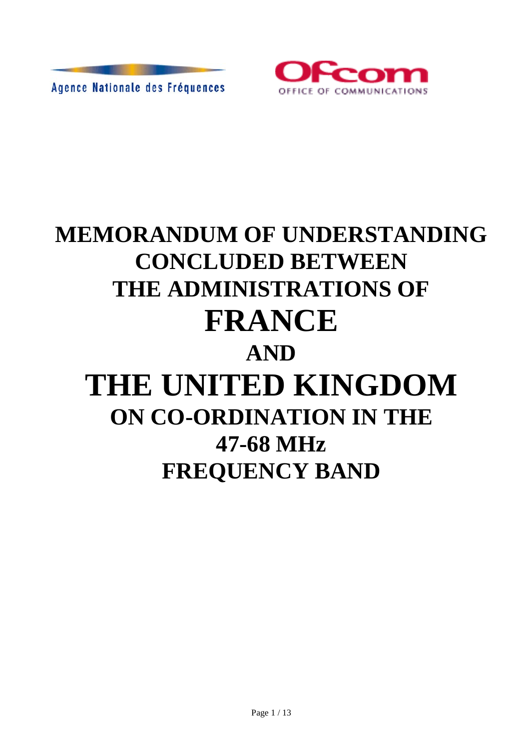Agence Nationale des Fréquences

Ofcom
OFFICE OF COMMUNICATIONS

# MEMORANDUM OF UNDERSTANDING CONCLUDED BETWEEN THE ADMINISTRATIONS OF FRANCE AND THE UNITED KINGDOM ON CO-ORDINATION IN THE 47-68 MHz FREQUENCY BAND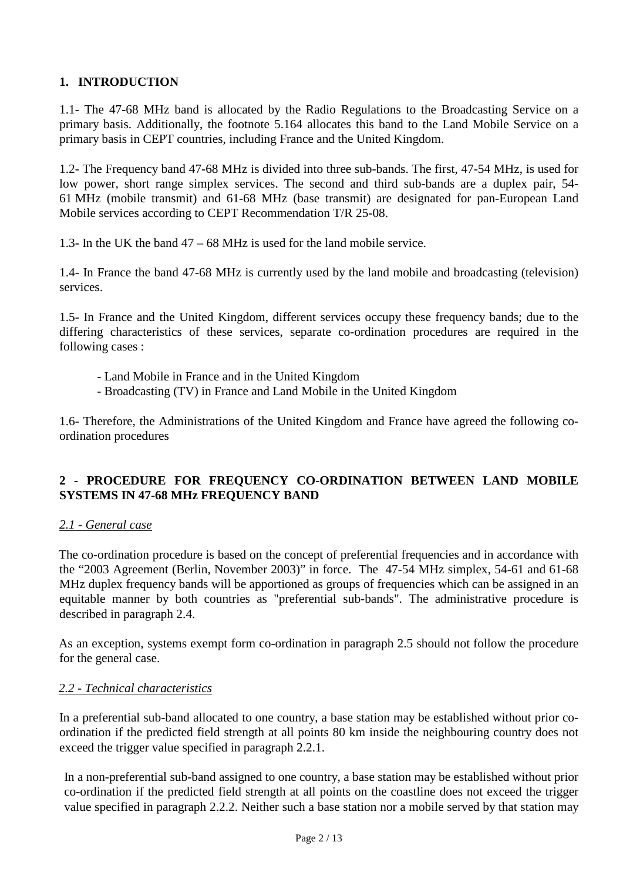## 1. INTRODUCTION

1.1- The 47-68 MHz band is allocated by the Radio Regulations to the Broadcasting Service on a primary basis. Additionally, the footnote 5.164 allocates this band to the Land Mobile Service on a primary basis in CEPT countries, including France and the United Kingdom.

1.2- The Frequency band 47-68 MHz is divided into three sub-bands. The first, 47-54 MHz, is used for low power, short range simplex services. The second and third sub-bands are a duplex pair, 54-61 MHz (mobile transmit) and 61-68 MHz (base transmit) are designated for pan-European Land Mobile services according to CEPT Recommendation T/R 25-08.

1.3- In the UK the band 47 – 68 MHz is used for the land mobile service.

1.4- In France the band 47-68 MHz is currently used by the land mobile and broadcasting (television) services.

1.5- In France and the United Kingdom, different services occupy these frequency bands; due to the differing characteristics of these services, separate co-ordination procedures are required in the following cases :

- Land Mobile in France and in the United Kingdom
- Broadcasting (TV) in France and Land Mobile in the United Kingdom

1.6- Therefore, the Administrations of the United Kingdom and France have agreed the following co-ordination procedures

## 2 - PROCEDURE FOR FREQUENCY CO-ORDINATION BETWEEN LAND MOBILE SYSTEMS IN 47-68 MHz FREQUENCY BAND

### *2.1 - General case*

The co-ordination procedure is based on the concept of preferential frequencies and in accordance with the "2003 Agreement (Berlin, November 2003)" in force. The 47-54 MHz simplex, 54-61 and 61-68 MHz duplex frequency bands will be apportioned as groups of frequencies which can be assigned in an equitable manner by both countries as "preferential sub-bands". The administrative procedure is described in paragraph 2.4.

As an exception, systems exempt form co-ordination in paragraph 2.5 should not follow the procedure for the general case.

### *2.2 - Technical characteristics*

In a preferential sub-band allocated to one country, a base station may be established without prior co-ordination if the predicted field strength at all points 80 km inside the neighbouring country does not exceed the trigger value specified in paragraph 2.2.1.

In a non-preferential sub-band assigned to one country, a base station may be established without prior co-ordination if the predicted field strength at all points on the coastline does not exceed the trigger value specified in paragraph 2.2.2. Neither such a base station nor a mobile served by that station may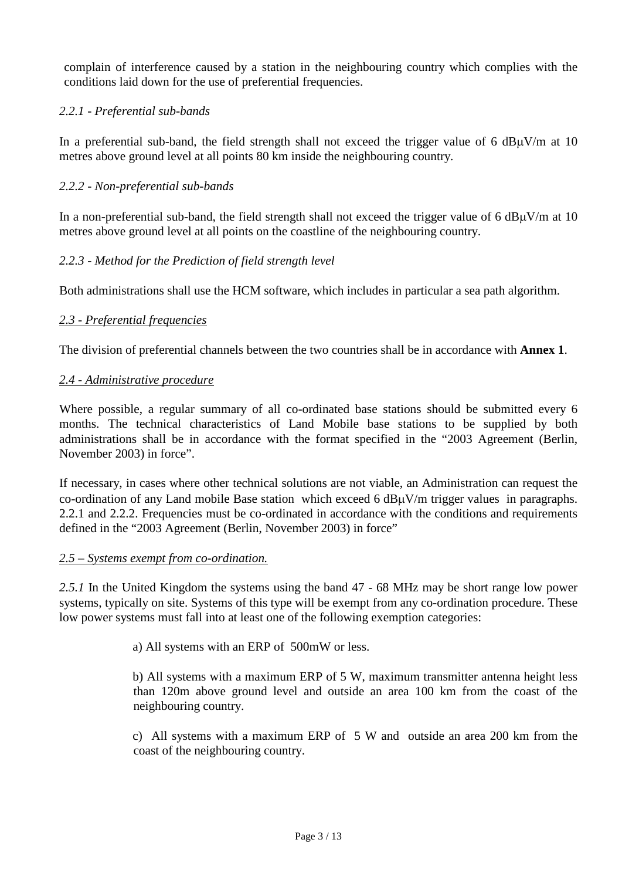complain of interference caused by a station in the neighbouring country which complies with the conditions laid down for the use of preferential frequencies.

*2.2.1 - Preferential sub-bands*

In a preferential sub-band, the field strength shall not exceed the trigger value of 6 dBμV/m at 10 metres above ground level at all points 80 km inside the neighbouring country.

*2.2.2 - Non-preferential sub-bands*

In a non-preferential sub-band, the field strength shall not exceed the trigger value of 6 dBμV/m at 10 metres above ground level at all points on the coastline of the neighbouring country.

*2.2.3 - Method for the Prediction of field strength level*

Both administrations shall use the HCM software, which includes in particular a sea path algorithm.

*2.3 - Preferential frequencies*

The division of preferential channels between the two countries shall be in accordance with **Annex 1**.

*2.4 - Administrative procedure*

Where possible, a regular summary of all co-ordinated base stations should be submitted every 6 months. The technical characteristics of Land Mobile base stations to be supplied by both administrations shall be in accordance with the format specified in the "2003 Agreement (Berlin, November 2003) in force".

If necessary, in cases where other technical solutions are not viable, an Administration can request the co-ordination of any Land mobile Base station which exceed 6 dBμV/m trigger values in paragraphs. 2.2.1 and 2.2.2. Frequencies must be co-ordinated in accordance with the conditions and requirements defined in the "2003 Agreement (Berlin, November 2003) in force"

*2.5 – Systems exempt from co-ordination.*

*2.5.1* In the United Kingdom the systems using the band 47 - 68 MHz may be short range low power systems, typically on site. Systems of this type will be exempt from any co-ordination procedure. These low power systems must fall into at least one of the following exemption categories:

a) All systems with an ERP of 500mW or less.

b) All systems with a maximum ERP of 5 W, maximum transmitter antenna height less than 120m above ground level and outside an area 100 km from the coast of the neighbouring country.

c) All systems with a maximum ERP of 5 W and outside an area 200 km from the coast of the neighbouring country.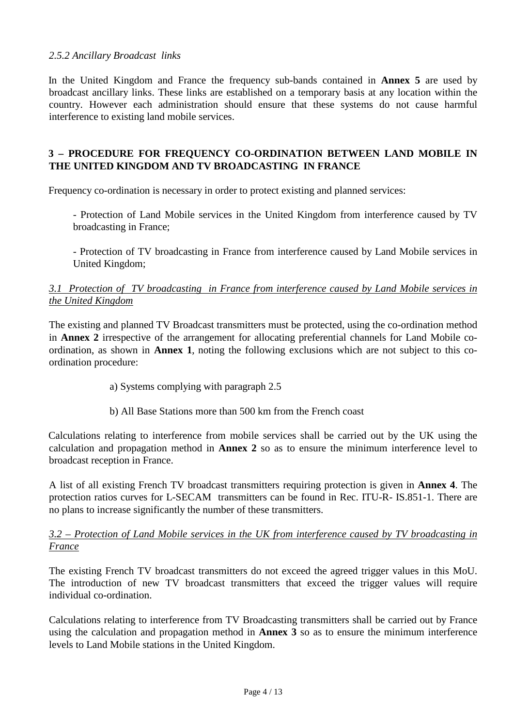*2.5.2 Ancillary Broadcast links*

In the United Kingdom and France the frequency sub-bands contained in **Annex 5** are used by broadcast ancillary links. These links are established on a temporary basis at any location within the country. However each administration should ensure that these systems do not cause harmful interference to existing land mobile services.

## 3 – PROCEDURE FOR FREQUENCY CO-ORDINATION BETWEEN LAND MOBILE IN THE UNITED KINGDOM AND TV BROADCASTING IN FRANCE

Frequency co-ordination is necessary in order to protect existing and planned services:

- Protection of Land Mobile services in the United Kingdom from interference caused by TV broadcasting in France;

- Protection of TV broadcasting in France from interference caused by Land Mobile services in United Kingdom;

### *3.1 Protection of TV broadcasting in France from interference caused by Land Mobile services in the United Kingdom*

The existing and planned TV Broadcast transmitters must be protected, using the co-ordination method in **Annex 2** irrespective of the arrangement for allocating preferential channels for Land Mobile co-ordination, as shown in **Annex 1**, noting the following exclusions which are not subject to this co-ordination procedure:

a) Systems complying with paragraph 2.5

b) All Base Stations more than 500 km from the French coast

Calculations relating to interference from mobile services shall be carried out by the UK using the calculation and propagation method in **Annex 2** so as to ensure the minimum interference level to broadcast reception in France.

A list of all existing French TV broadcast transmitters requiring protection is given in **Annex 4**. The protection ratios curves for L-SECAM transmitters can be found in Rec. ITU-R- IS.851-1. There are no plans to increase significantly the number of these transmitters.

### *3.2 – Protection of Land Mobile services in the UK from interference caused by TV broadcasting in France*

The existing French TV broadcast transmitters do not exceed the agreed trigger values in this MoU. The introduction of new TV broadcast transmitters that exceed the trigger values will require individual co-ordination.

Calculations relating to interference from TV Broadcasting transmitters shall be carried out by France using the calculation and propagation method in **Annex 3** so as to ensure the minimum interference levels to Land Mobile stations in the United Kingdom.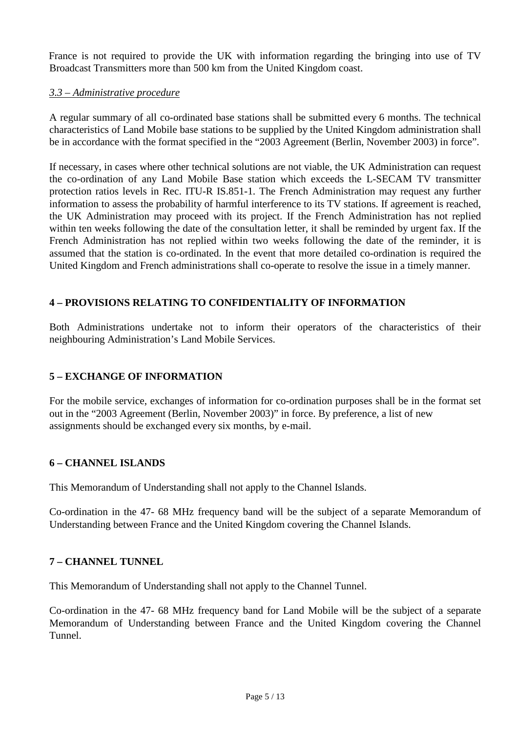France is not required to provide the UK with information regarding the bringing into use of TV Broadcast Transmitters more than 500 km from the United Kingdom coast.

### *3.3 – Administrative procedure*

A regular summary of all co-ordinated base stations shall be submitted every 6 months. The technical characteristics of Land Mobile base stations to be supplied by the United Kingdom administration shall be in accordance with the format specified in the "2003 Agreement (Berlin, November 2003) in force".

If necessary, in cases where other technical solutions are not viable, the UK Administration can request the co-ordination of any Land Mobile Base station which exceeds the L-SECAM TV transmitter protection ratios levels in Rec. ITU-R IS.851-1. The French Administration may request any further information to assess the probability of harmful interference to its TV stations. If agreement is reached, the UK Administration may proceed with its project. If the French Administration has not replied within ten weeks following the date of the consultation letter, it shall be reminded by urgent fax. If the French Administration has not replied within two weeks following the date of the reminder, it is assumed that the station is co-ordinated. In the event that more detailed co-ordination is required the United Kingdom and French administrations shall co-operate to resolve the issue in a timely manner.

## 4 – PROVISIONS RELATING TO CONFIDENTIALITY OF INFORMATION

Both Administrations undertake not to inform their operators of the characteristics of their neighbouring Administration's Land Mobile Services.

## 5 – EXCHANGE OF INFORMATION

For the mobile service, exchanges of information for co-ordination purposes shall be in the format set out in the "2003 Agreement (Berlin, November 2003)" in force. By preference, a list of new assignments should be exchanged every six months, by e-mail.

## 6 – CHANNEL ISLANDS

This Memorandum of Understanding shall not apply to the Channel Islands.

Co-ordination in the 47- 68 MHz frequency band will be the subject of a separate Memorandum of Understanding between France and the United Kingdom covering the Channel Islands.

## 7 – CHANNEL TUNNEL

This Memorandum of Understanding shall not apply to the Channel Tunnel.

Co-ordination in the 47- 68 MHz frequency band for Land Mobile will be the subject of a separate Memorandum of Understanding between France and the United Kingdom covering the Channel Tunnel.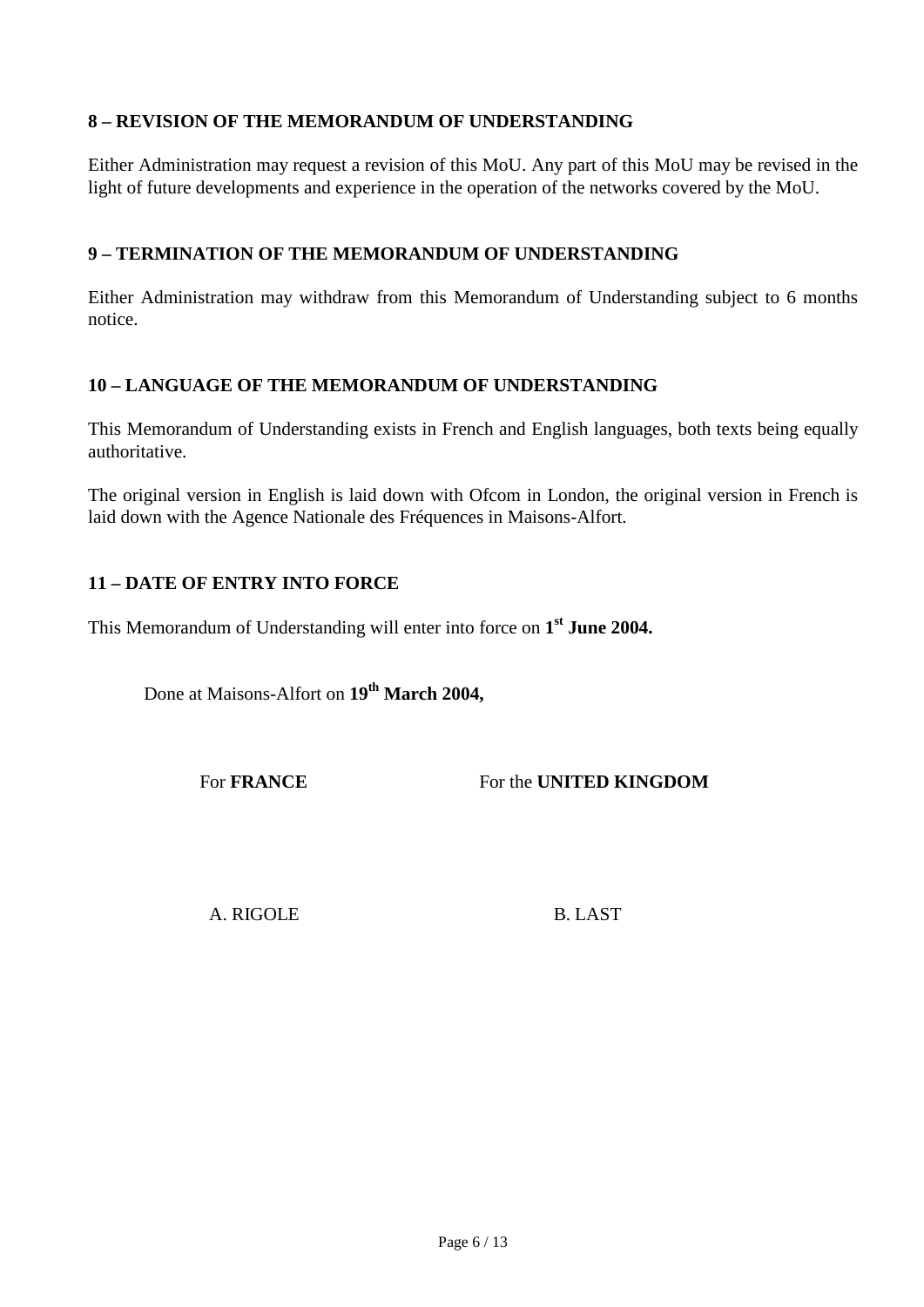## 8 – REVISION OF THE MEMORANDUM OF UNDERSTANDING

Either Administration may request a revision of this MoU. Any part of this MoU may be revised in the light of future developments and experience in the operation of the networks covered by the MoU.

## 9 – TERMINATION OF THE MEMORANDUM OF UNDERSTANDING

Either Administration may withdraw from this Memorandum of Understanding subject to 6 months notice.

## 10 – LANGUAGE OF THE MEMORANDUM OF UNDERSTANDING

This Memorandum of Understanding exists in French and English languages, both texts being equally authoritative.

The original version in English is laid down with Ofcom in London, the original version in French is laid down with the Agence Nationale des Fréquences in Maisons-Alfort.

## 11 – DATE OF ENTRY INTO FORCE

This Memorandum of Understanding will enter into force on **1st June 2004.**

Done at Maisons-Alfort on **19th March 2004,**

| For **FRANCE** | For the **UNITED KINGDOM** |
|---|---|
| A. RIGOLE | B. LAST |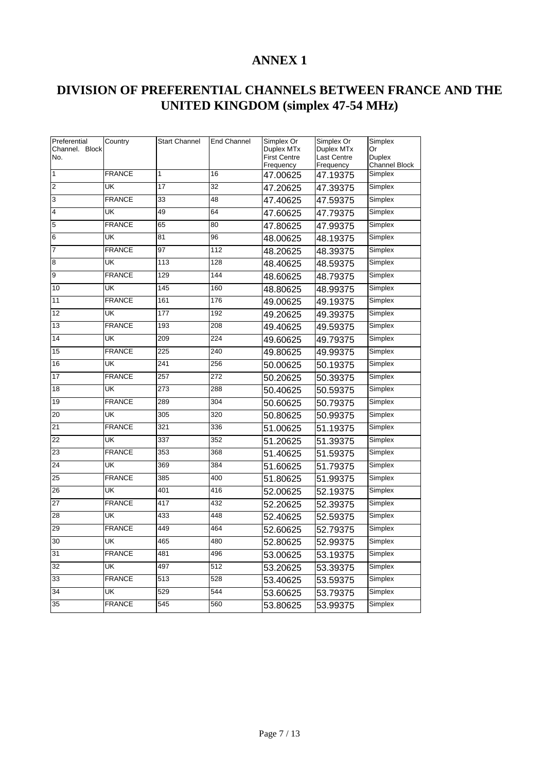# ANNEX 1

# DIVISION OF PREFERENTIAL CHANNELS BETWEEN FRANCE AND THE UNITED KINGDOM (simplex 47-54 MHz)

| Preferential Channel. Block No. | Country | Start Channel | End Channel | Simplex Or Duplex MTx First Centre Frequency | Simplex Or Duplex MTx Last Centre Frequency | Simplex Or Duplex Channel Block |
|---|---|---|---|---|---|---|
| 1 | FRANCE | 1 | 16 | 47.00625 | 47.19375 | Simplex |
| 2 | UK | 17 | 32 | 47.20625 | 47.39375 | Simplex |
| 3 | FRANCE | 33 | 48 | 47.40625 | 47.59375 | Simplex |
| 4 | UK | 49 | 64 | 47.60625 | 47.79375 | Simplex |
| 5 | FRANCE | 65 | 80 | 47.80625 | 47.99375 | Simplex |
| 6 | UK | 81 | 96 | 48.00625 | 48.19375 | Simplex |
| 7 | FRANCE | 97 | 112 | 48.20625 | 48.39375 | Simplex |
| 8 | UK | 113 | 128 | 48.40625 | 48.59375 | Simplex |
| 9 | FRANCE | 129 | 144 | 48.60625 | 48.79375 | Simplex |
| 10 | UK | 145 | 160 | 48.80625 | 48.99375 | Simplex |
| 11 | FRANCE | 161 | 176 | 49.00625 | 49.19375 | Simplex |
| 12 | UK | 177 | 192 | 49.20625 | 49.39375 | Simplex |
| 13 | FRANCE | 193 | 208 | 49.40625 | 49.59375 | Simplex |
| 14 | UK | 209 | 224 | 49.60625 | 49.79375 | Simplex |
| 15 | FRANCE | 225 | 240 | 49.80625 | 49.99375 | Simplex |
| 16 | UK | 241 | 256 | 50.00625 | 50.19375 | Simplex |
| 17 | FRANCE | 257 | 272 | 50.20625 | 50.39375 | Simplex |
| 18 | UK | 273 | 288 | 50.40625 | 50.59375 | Simplex |
| 19 | FRANCE | 289 | 304 | 50.60625 | 50.79375 | Simplex |
| 20 | UK | 305 | 320 | 50.80625 | 50.99375 | Simplex |
| 21 | FRANCE | 321 | 336 | 51.00625 | 51.19375 | Simplex |
| 22 | UK | 337 | 352 | 51.20625 | 51.39375 | Simplex |
| 23 | FRANCE | 353 | 368 | 51.40625 | 51.59375 | Simplex |
| 24 | UK | 369 | 384 | 51.60625 | 51.79375 | Simplex |
| 25 | FRANCE | 385 | 400 | 51.80625 | 51.99375 | Simplex |
| 26 | UK | 401 | 416 | 52.00625 | 52.19375 | Simplex |
| 27 | FRANCE | 417 | 432 | 52.20625 | 52.39375 | Simplex |
| 28 | UK | 433 | 448 | 52.40625 | 52.59375 | Simplex |
| 29 | FRANCE | 449 | 464 | 52.60625 | 52.79375 | Simplex |
| 30 | UK | 465 | 480 | 52.80625 | 52.99375 | Simplex |
| 31 | FRANCE | 481 | 496 | 53.00625 | 53.19375 | Simplex |
| 32 | UK | 497 | 512 | 53.20625 | 53.39375 | Simplex |
| 33 | FRANCE | 513 | 528 | 53.40625 | 53.59375 | Simplex |
| 34 | UK | 529 | 544 | 53.60625 | 53.79375 | Simplex |
| 35 | FRANCE | 545 | 560 | 53.80625 | 53.99375 | Simplex |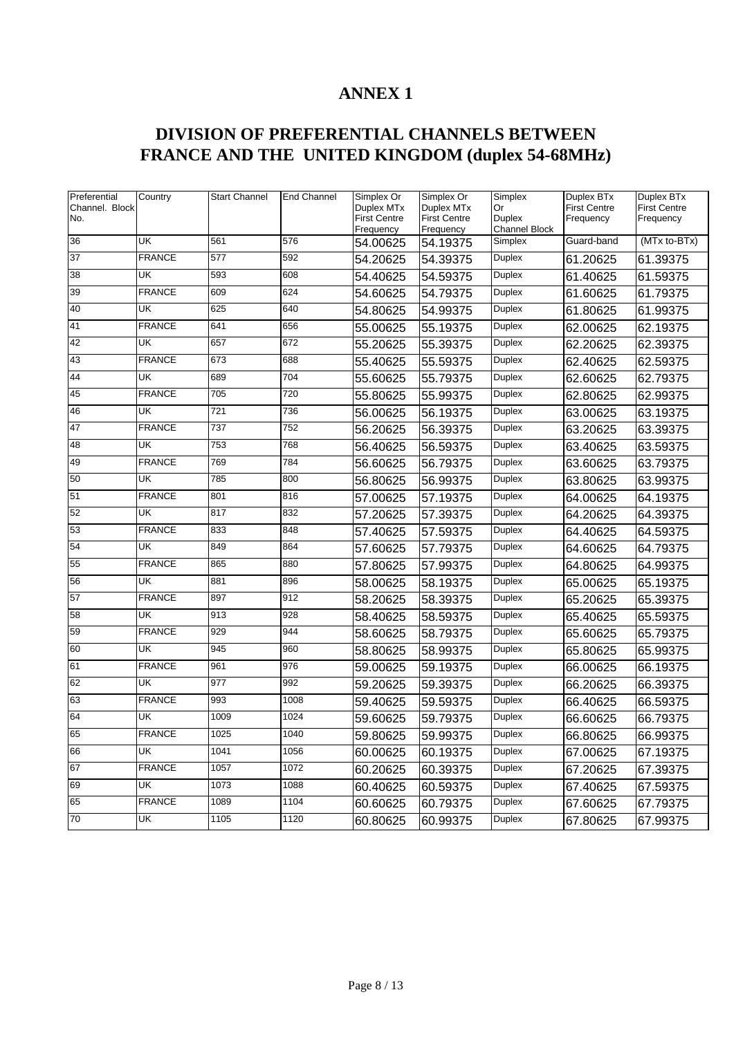# ANNEX 1

## DIVISION OF PREFERENTIAL CHANNELS BETWEEN FRANCE AND THE UNITED KINGDOM (duplex 54-68MHz)

| Preferential Channel. Block No. | Country | Start Channel | End Channel | Simplex Or Duplex MTx First Centre Frequency | Simplex Or Duplex MTx First Centre Frequency | Simplex Or Duplex Channel Block | Duplex BTx First Centre Frequency | Duplex BTx First Centre Frequency |
|---|---|---|---|---|---|---|---|---|
| 36 | UK | 561 | 576 | 54.00625 | 54.19375 | Simplex | Guard-band | (MTx to-BTx) |
| 37 | FRANCE | 577 | 592 | 54.20625 | 54.39375 | Duplex | 61.20625 | 61.39375 |
| 38 | UK | 593 | 608 | 54.40625 | 54.59375 | Duplex | 61.40625 | 61.59375 |
| 39 | FRANCE | 609 | 624 | 54.60625 | 54.79375 | Duplex | 61.60625 | 61.79375 |
| 40 | UK | 625 | 640 | 54.80625 | 54.99375 | Duplex | 61.80625 | 61.99375 |
| 41 | FRANCE | 641 | 656 | 55.00625 | 55.19375 | Duplex | 62.00625 | 62.19375 |
| 42 | UK | 657 | 672 | 55.20625 | 55.39375 | Duplex | 62.20625 | 62.39375 |
| 43 | FRANCE | 673 | 688 | 55.40625 | 55.59375 | Duplex | 62.40625 | 62.59375 |
| 44 | UK | 689 | 704 | 55.60625 | 55.79375 | Duplex | 62.60625 | 62.79375 |
| 45 | FRANCE | 705 | 720 | 55.80625 | 55.99375 | Duplex | 62.80625 | 62.99375 |
| 46 | UK | 721 | 736 | 56.00625 | 56.19375 | Duplex | 63.00625 | 63.19375 |
| 47 | FRANCE | 737 | 752 | 56.20625 | 56.39375 | Duplex | 63.20625 | 63.39375 |
| 48 | UK | 753 | 768 | 56.40625 | 56.59375 | Duplex | 63.40625 | 63.59375 |
| 49 | FRANCE | 769 | 784 | 56.60625 | 56.79375 | Duplex | 63.60625 | 63.79375 |
| 50 | UK | 785 | 800 | 56.80625 | 56.99375 | Duplex | 63.80625 | 63.99375 |
| 51 | FRANCE | 801 | 816 | 57.00625 | 57.19375 | Duplex | 64.00625 | 64.19375 |
| 52 | UK | 817 | 832 | 57.20625 | 57.39375 | Duplex | 64.20625 | 64.39375 |
| 53 | FRANCE | 833 | 848 | 57.40625 | 57.59375 | Duplex | 64.40625 | 64.59375 |
| 54 | UK | 849 | 864 | 57.60625 | 57.79375 | Duplex | 64.60625 | 64.79375 |
| 55 | FRANCE | 865 | 880 | 57.80625 | 57.99375 | Duplex | 64.80625 | 64.99375 |
| 56 | UK | 881 | 896 | 58.00625 | 58.19375 | Duplex | 65.00625 | 65.19375 |
| 57 | FRANCE | 897 | 912 | 58.20625 | 58.39375 | Duplex | 65.20625 | 65.39375 |
| 58 | UK | 913 | 928 | 58.40625 | 58.59375 | Duplex | 65.40625 | 65.59375 |
| 59 | FRANCE | 929 | 944 | 58.60625 | 58.79375 | Duplex | 65.60625 | 65.79375 |
| 60 | UK | 945 | 960 | 58.80625 | 58.99375 | Duplex | 65.80625 | 65.99375 |
| 61 | FRANCE | 961 | 976 | 59.00625 | 59.19375 | Duplex | 66.00625 | 66.19375 |
| 62 | UK | 977 | 992 | 59.20625 | 59.39375 | Duplex | 66.20625 | 66.39375 |
| 63 | FRANCE | 993 | 1008 | 59.40625 | 59.59375 | Duplex | 66.40625 | 66.59375 |
| 64 | UK | 1009 | 1024 | 59.60625 | 59.79375 | Duplex | 66.60625 | 66.79375 |
| 65 | FRANCE | 1025 | 1040 | 59.80625 | 59.99375 | Duplex | 66.80625 | 66.99375 |
| 66 | UK | 1041 | 1056 | 60.00625 | 60.19375 | Duplex | 67.00625 | 67.19375 |
| 67 | FRANCE | 1057 | 1072 | 60.20625 | 60.39375 | Duplex | 67.20625 | 67.39375 |
| 69 | UK | 1073 | 1088 | 60.40625 | 60.59375 | Duplex | 67.40625 | 67.59375 |
| 65 | FRANCE | 1089 | 1104 | 60.60625 | 60.79375 | Duplex | 67.60625 | 67.79375 |
| 70 | UK | 1105 | 1120 | 60.80625 | 60.99375 | Duplex | 67.80625 | 67.99375 |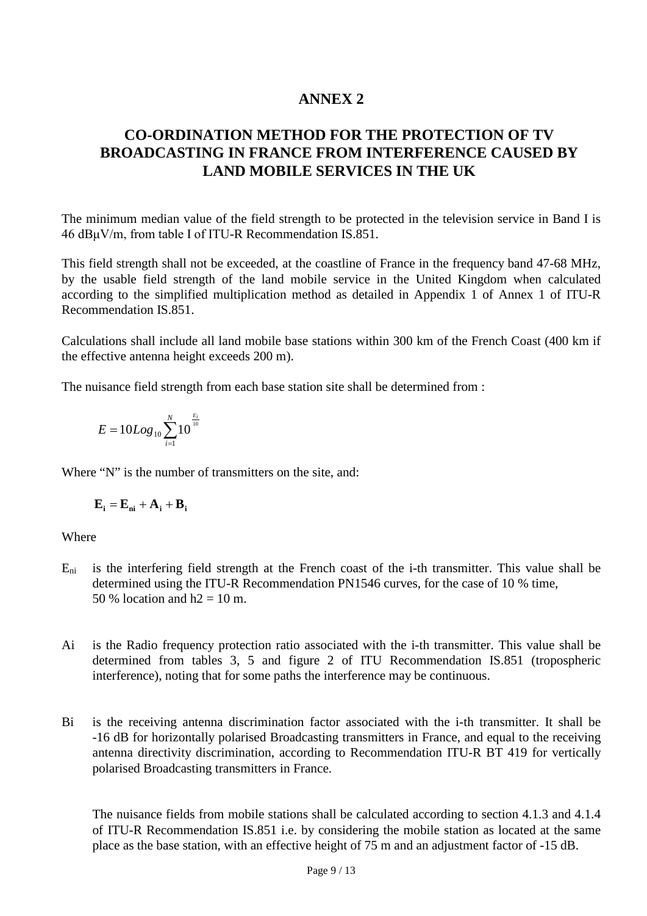# ANNEX 2

## CO-ORDINATION METHOD FOR THE PROTECTION OF TV BROADCASTING IN FRANCE FROM INTERFERENCE CAUSED BY LAND MOBILE SERVICES IN THE UK

The minimum median value of the field strength to be protected in the television service in Band I is 46 dBμV/m, from table I of ITU-R Recommendation IS.851.

This field strength shall not be exceeded, at the coastline of France in the frequency band 47-68 MHz, by the usable field strength of the land mobile service in the United Kingdom when calculated according to the simplified multiplication method as detailed in Appendix 1 of Annex 1 of ITU-R Recommendation IS.851.

Calculations shall include all land mobile base stations within 300 km of the French Coast (400 km if the effective antenna height exceeds 200 m).

The nuisance field strength from each base station site shall be determined from :

$$E = 10Log_{10}\sum_{i=1}^{N}10^{\frac{E_i}{10}}$$

Where "N" is the number of transmitters on the site, and:

$$\mathbf{E_i} = \mathbf{E_{ni}} + \mathbf{A_i} + \mathbf{B_i}$$

Where

$E_{ni}$ is the interfering field strength at the French coast of the i-th transmitter. This value shall be determined using the ITU-R Recommendation PN1546 curves, for the case of 10 % time, 50 % location and h2 = 10 m.

Ai is the Radio frequency protection ratio associated with the i-th transmitter. This value shall be determined from tables 3, 5 and figure 2 of ITU Recommendation IS.851 (tropospheric interference), noting that for some paths the interference may be continuous.

Bi is the receiving antenna discrimination factor associated with the i-th transmitter. It shall be -16 dB for horizontally polarised Broadcasting transmitters in France, and equal to the receiving antenna directivity discrimination, according to Recommendation ITU-R BT 419 for vertically polarised Broadcasting transmitters in France.

The nuisance fields from mobile stations shall be calculated according to section 4.1.3 and 4.1.4 of ITU-R Recommendation IS.851 i.e. by considering the mobile station as located at the same place as the base station, with an effective height of 75 m and an adjustment factor of -15 dB.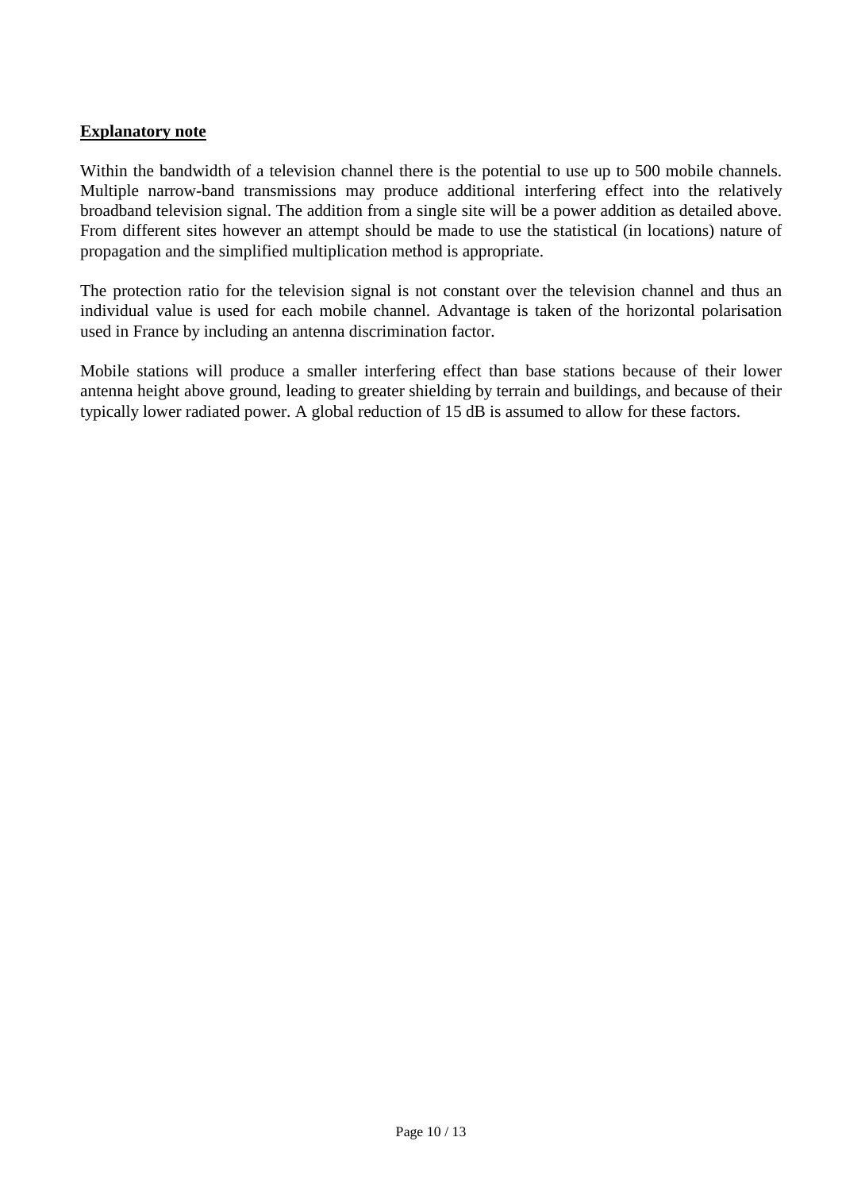**Explanatory note**

Within the bandwidth of a television channel there is the potential to use up to 500 mobile channels. Multiple narrow-band transmissions may produce additional interfering effect into the relatively broadband television signal. The addition from a single site will be a power addition as detailed above. From different sites however an attempt should be made to use the statistical (in locations) nature of propagation and the simplified multiplication method is appropriate.

The protection ratio for the television signal is not constant over the television channel and thus an individual value is used for each mobile channel. Advantage is taken of the horizontal polarisation used in France by including an antenna discrimination factor.

Mobile stations will produce a smaller interfering effect than base stations because of their lower antenna height above ground, leading to greater shielding by terrain and buildings, and because of their typically lower radiated power. A global reduction of 15 dB is assumed to allow for these factors.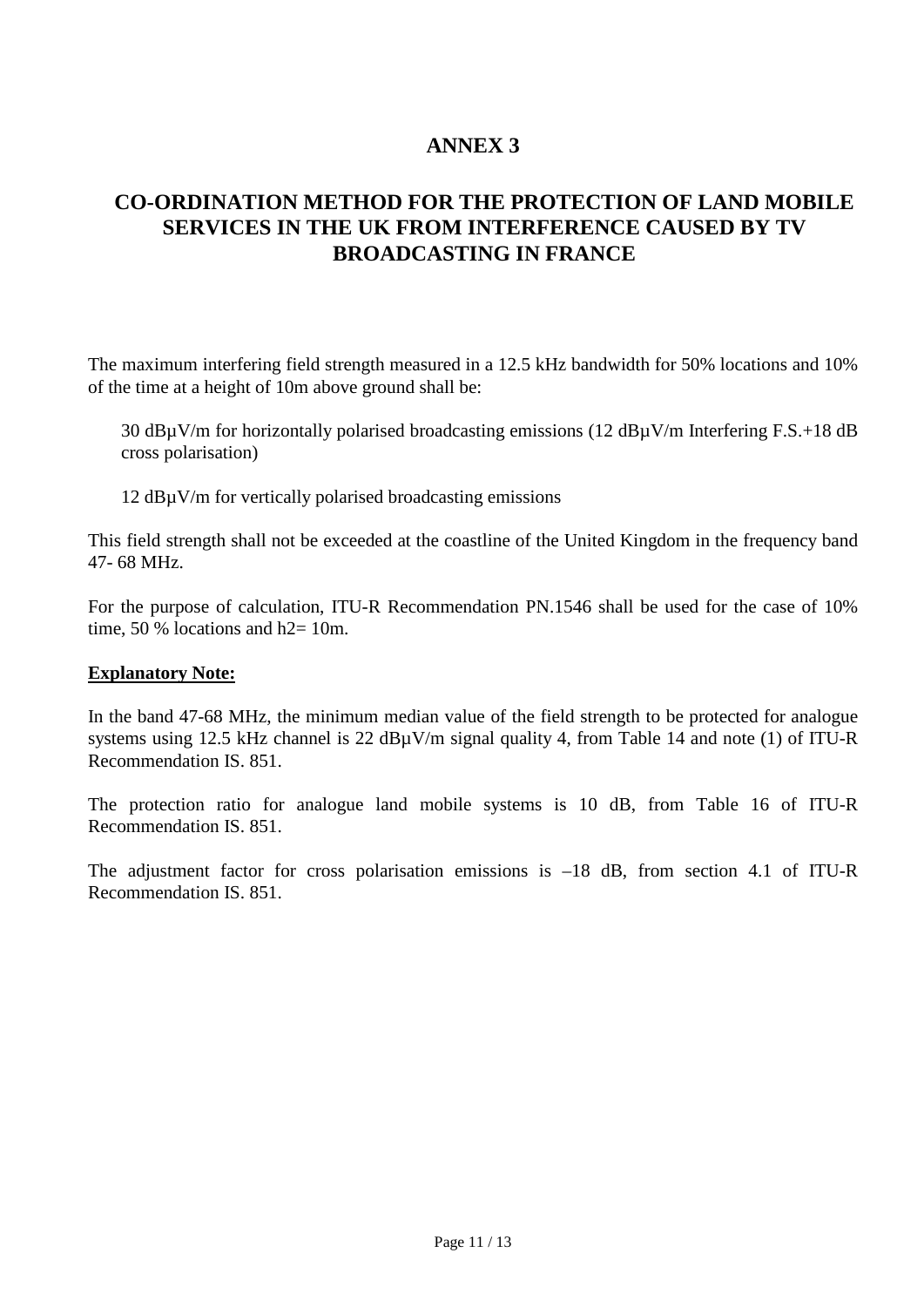# ANNEX 3

## CO-ORDINATION METHOD FOR THE PROTECTION OF LAND MOBILE SERVICES IN THE UK FROM INTERFERENCE CAUSED BY TV BROADCASTING IN FRANCE

The maximum interfering field strength measured in a 12.5 kHz bandwidth for 50% locations and 10% of the time at a height of 10m above ground shall be:

> 30 dBµV/m for horizontally polarised broadcasting emissions (12 dBµV/m Interfering F.S.+18 dB cross polarisation)
>
> 12 dBµV/m for vertically polarised broadcasting emissions

This field strength shall not be exceeded at the coastline of the United Kingdom in the frequency band 47- 68 MHz.

For the purpose of calculation, ITU-R Recommendation PN.1546 shall be used for the case of 10% time, 50 % locations and h2= 10m.

**<u>Explanatory Note:</u>**

In the band 47-68 MHz, the minimum median value of the field strength to be protected for analogue systems using 12.5 kHz channel is 22 dBµV/m signal quality 4, from Table 14 and note (1) of ITU-R Recommendation IS. 851.

The protection ratio for analogue land mobile systems is 10 dB, from Table 16 of ITU-R Recommendation IS. 851.

The adjustment factor for cross polarisation emissions is –18 dB, from section 4.1 of ITU-R Recommendation IS. 851.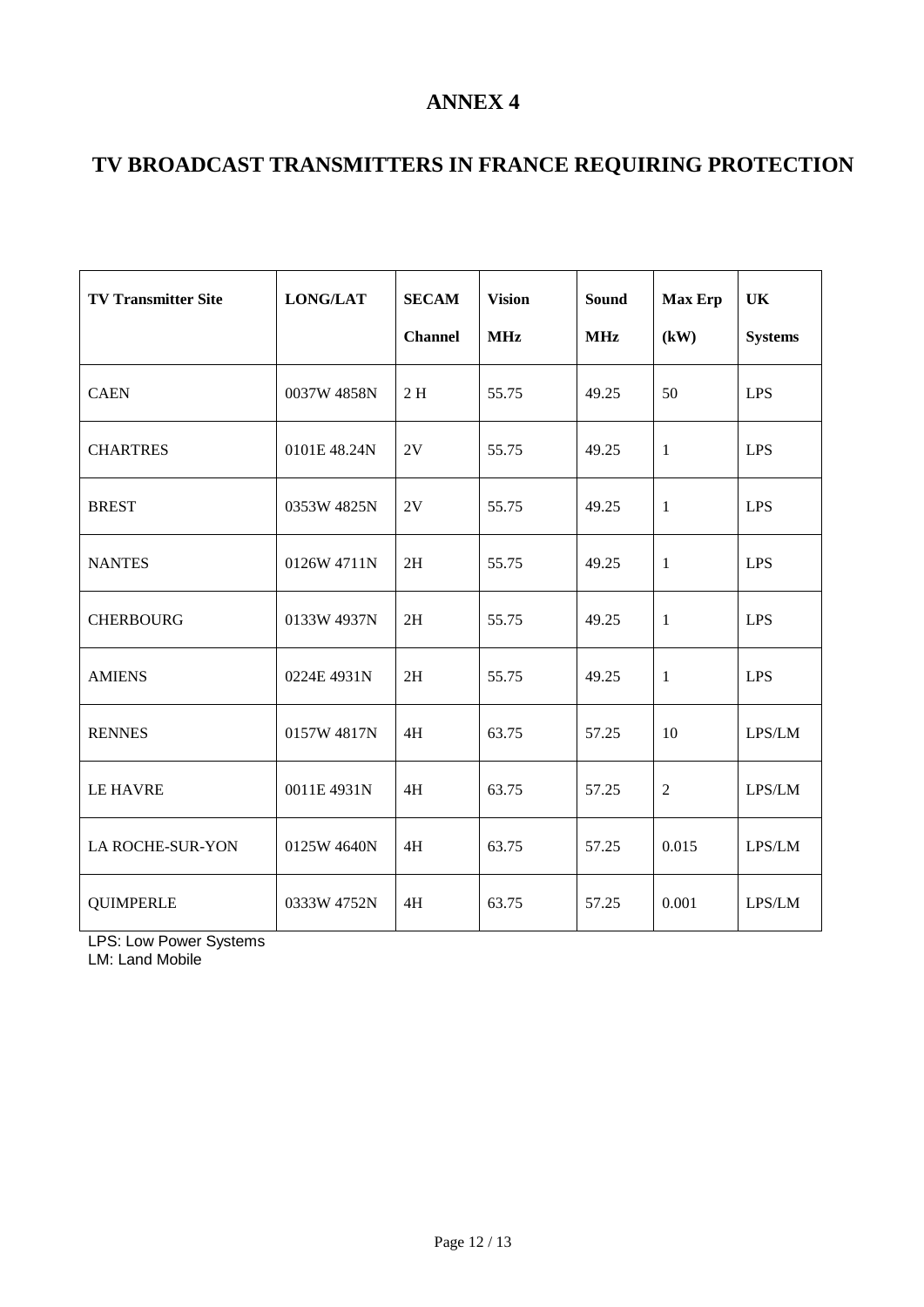# ANNEX 4

## TV BROADCAST TRANSMITTERS IN FRANCE REQUIRING PROTECTION

| TV Transmitter Site | LONG/LAT | SECAM Channel | Vision MHz | Sound MHz | Max Erp (kW) | UK Systems |
|---|---|---|---|---|---|---|
| CAEN | 0037W 4858N | 2 H | 55.75 | 49.25 | 50 | LPS |
| CHARTRES | 0101E 48.24N | 2V | 55.75 | 49.25 | 1 | LPS |
| BREST | 0353W 4825N | 2V | 55.75 | 49.25 | 1 | LPS |
| NANTES | 0126W 4711N | 2H | 55.75 | 49.25 | 1 | LPS |
| CHERBOURG | 0133W 4937N | 2H | 55.75 | 49.25 | 1 | LPS |
| AMIENS | 0224E 4931N | 2H | 55.75 | 49.25 | 1 | LPS |
| RENNES | 0157W 4817N | 4H | 63.75 | 57.25 | 10 | LPS/LM |
| LE HAVRE | 0011E 4931N | 4H | 63.75 | 57.25 | 2 | LPS/LM |
| LA ROCHE-SUR-YON | 0125W 4640N | 4H | 63.75 | 57.25 | 0.015 | LPS/LM |
| QUIMPERLE | 0333W 4752N | 4H | 63.75 | 57.25 | 0.001 | LPS/LM |

LPS: Low Power Systems
LM: Land Mobile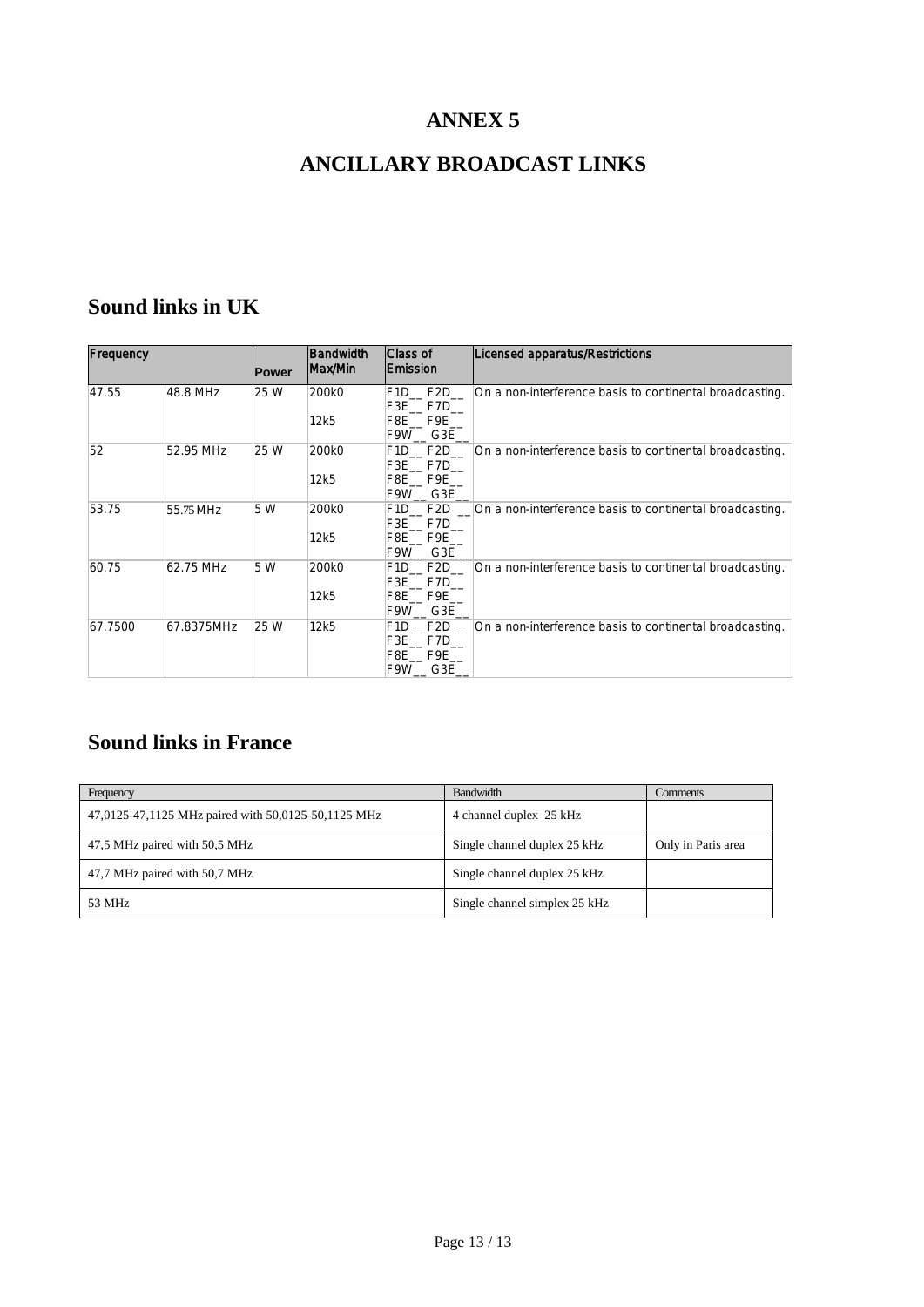# ANNEX 5

# ANCILLARY BROADCAST LINKS

## Sound links in UK

| Frequency | | Power | Bandwidth Max/Min | Class of Emission | Licensed apparatus/Restrictions |
|---|---|---|---|---|---|
| 47.55 | 48.8 MHz | 25 W | 200k0<br>12k5 | F1D__ F2D__<br>F3E__ F7D__<br>F8E__ F9E__<br>F9W__ G3E__ | On a non-interference basis to continental broadcasting. |
| 52 | 52.95 MHz | 25 W | 200k0<br>12k5 | F1D__ F2D__<br>F3E__ F7D__<br>F8E__ F9E__<br>F9W__ G3E__ | On a non-interference basis to continental broadcasting. |
| 53.75 | 55.75 MHz | 5 W | 200k0<br>12k5 | F1D__ F2D __<br>F3E__ F7D__<br>F8E__ F9E__<br>F9W__ G3E__ | On a non-interference basis to continental broadcasting. |
| 60.75 | 62.75 MHz | 5 W | 200k0<br>12k5 | F1D__ F2D__<br>F3E__ F7D__<br>F8E__ F9E__<br>F9W__ G3E__ | On a non-interference basis to continental broadcasting. |
| 67.7500 | 67.8375MHz | 25 W | 12k5 | F1D__ F2D__<br>F3E__ F7D__<br>F8E__ F9E__<br>F9W__ G3E__ | On a non-interference basis to continental broadcasting. |

## Sound links in France

| Frequency | Bandwidth | Comments |
|---|---|---|
| 47,0125-47,1125 MHz paired with 50,0125-50,1125 MHz | 4 channel duplex 25 kHz | |
| 47,5 MHz paired with 50,5 MHz | Single channel duplex 25 kHz | Only in Paris area |
| 47,7 MHz paired with 50,7 MHz | Single channel duplex 25 kHz | |
| 53 MHz | Single channel simplex 25 kHz | |